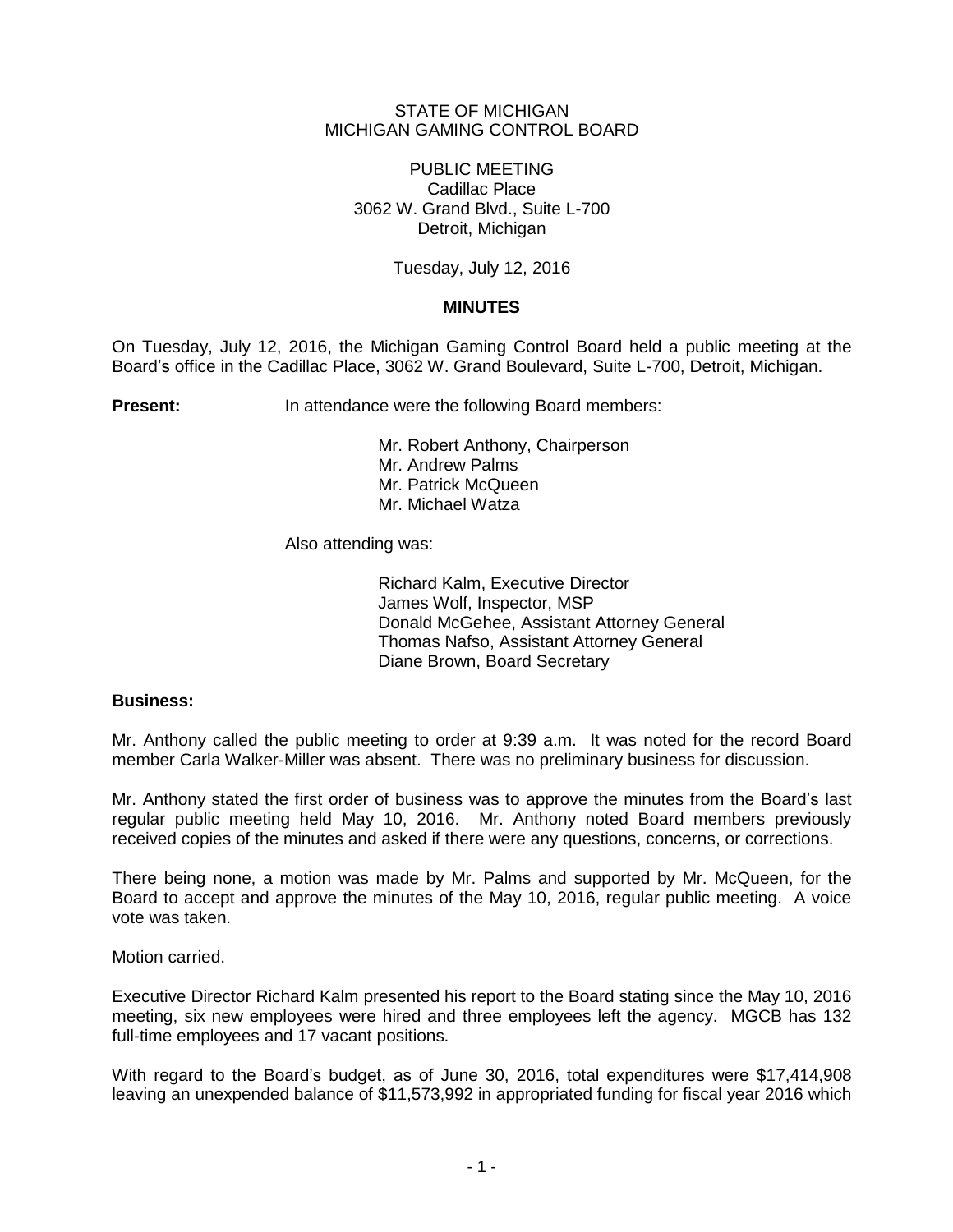STATE OF MICHIGAN
MICHIGAN GAMING CONTROL BOARD

PUBLIC MEETING
Cadillac Place
3062 W. Grand Blvd., Suite L-700
Detroit, Michigan

Tuesday, July 12, 2016

**MINUTES**

On Tuesday, July 12, 2016, the Michigan Gaming Control Board held a public meeting at the Board's office in the Cadillac Place, 3062 W. Grand Boulevard, Suite L-700, Detroit, Michigan.

**Present:** In attendance were the following Board members:

Mr. Robert Anthony, Chairperson
Mr. Andrew Palms
Mr. Patrick McQueen
Mr. Michael Watza

Also attending was:

Richard Kalm, Executive Director
James Wolf, Inspector, MSP
Donald McGehee, Assistant Attorney General
Thomas Nafso, Assistant Attorney General
Diane Brown, Board Secretary

**Business:**

Mr. Anthony called the public meeting to order at 9:39 a.m. It was noted for the record Board member Carla Walker-Miller was absent. There was no preliminary business for discussion.

Mr. Anthony stated the first order of business was to approve the minutes from the Board's last regular public meeting held May 10, 2016. Mr. Anthony noted Board members previously received copies of the minutes and asked if there were any questions, concerns, or corrections.

There being none, a motion was made by Mr. Palms and supported by Mr. McQueen, for the Board to accept and approve the minutes of the May 10, 2016, regular public meeting. A voice vote was taken.

Motion carried.

Executive Director Richard Kalm presented his report to the Board stating since the May 10, 2016 meeting, six new employees were hired and three employees left the agency. MGCB has 132 full-time employees and 17 vacant positions.

With regard to the Board's budget, as of June 30, 2016, total expenditures were $17,414,908 leaving an unexpended balance of $11,573,992 in appropriated funding for fiscal year 2016 which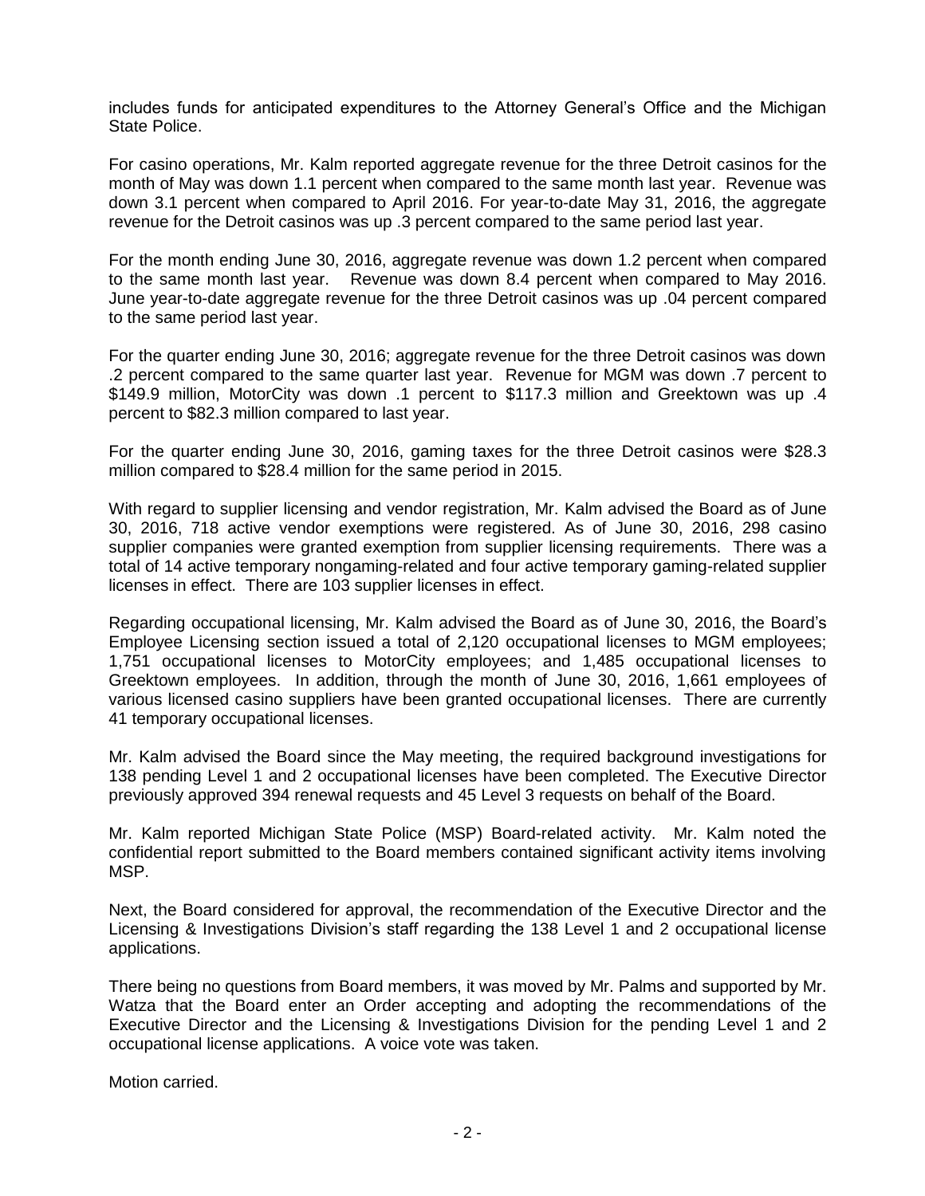includes funds for anticipated expenditures to the Attorney General's Office and the Michigan State Police.

For casino operations, Mr. Kalm reported aggregate revenue for the three Detroit casinos for the month of May was down 1.1 percent when compared to the same month last year. Revenue was down 3.1 percent when compared to April 2016. For year-to-date May 31, 2016, the aggregate revenue for the Detroit casinos was up .3 percent compared to the same period last year.

For the month ending June 30, 2016, aggregate revenue was down 1.2 percent when compared to the same month last year. Revenue was down 8.4 percent when compared to May 2016. June year-to-date aggregate revenue for the three Detroit casinos was up .04 percent compared to the same period last year.

For the quarter ending June 30, 2016; aggregate revenue for the three Detroit casinos was down .2 percent compared to the same quarter last year. Revenue for MGM was down .7 percent to $149.9 million, MotorCity was down .1 percent to $117.3 million and Greektown was up .4 percent to $82.3 million compared to last year.

For the quarter ending June 30, 2016, gaming taxes for the three Detroit casinos were $28.3 million compared to $28.4 million for the same period in 2015.

With regard to supplier licensing and vendor registration, Mr. Kalm advised the Board as of June 30, 2016, 718 active vendor exemptions were registered. As of June 30, 2016, 298 casino supplier companies were granted exemption from supplier licensing requirements. There was a total of 14 active temporary nongaming-related and four active temporary gaming-related supplier licenses in effect. There are 103 supplier licenses in effect.

Regarding occupational licensing, Mr. Kalm advised the Board as of June 30, 2016, the Board's Employee Licensing section issued a total of 2,120 occupational licenses to MGM employees; 1,751 occupational licenses to MotorCity employees; and 1,485 occupational licenses to Greektown employees. In addition, through the month of June 30, 2016, 1,661 employees of various licensed casino suppliers have been granted occupational licenses. There are currently 41 temporary occupational licenses.

Mr. Kalm advised the Board since the May meeting, the required background investigations for 138 pending Level 1 and 2 occupational licenses have been completed. The Executive Director previously approved 394 renewal requests and 45 Level 3 requests on behalf of the Board.

Mr. Kalm reported Michigan State Police (MSP) Board-related activity. Mr. Kalm noted the confidential report submitted to the Board members contained significant activity items involving MSP.

Next, the Board considered for approval, the recommendation of the Executive Director and the Licensing & Investigations Division's staff regarding the 138 Level 1 and 2 occupational license applications.

There being no questions from Board members, it was moved by Mr. Palms and supported by Mr. Watza that the Board enter an Order accepting and adopting the recommendations of the Executive Director and the Licensing & Investigations Division for the pending Level 1 and 2 occupational license applications. A voice vote was taken.

Motion carried.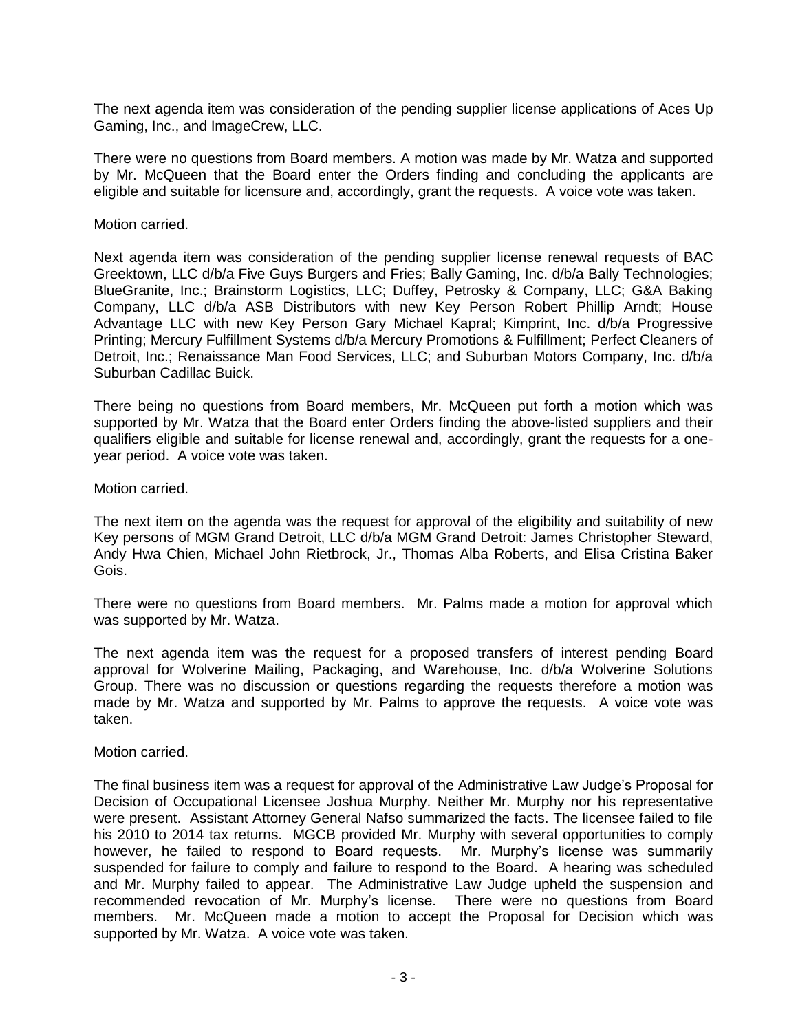The next agenda item was consideration of the pending supplier license applications of Aces Up Gaming, Inc., and ImageCrew, LLC.

There were no questions from Board members. A motion was made by Mr. Watza and supported by Mr. McQueen that the Board enter the Orders finding and concluding the applicants are eligible and suitable for licensure and, accordingly, grant the requests. A voice vote was taken.

Motion carried.

Next agenda item was consideration of the pending supplier license renewal requests of BAC Greektown, LLC d/b/a Five Guys Burgers and Fries; Bally Gaming, Inc. d/b/a Bally Technologies; BlueGranite, Inc.; Brainstorm Logistics, LLC; Duffey, Petrosky & Company, LLC; G&A Baking Company, LLC d/b/a ASB Distributors with new Key Person Robert Phillip Arndt; House Advantage LLC with new Key Person Gary Michael Kapral; Kimprint, Inc. d/b/a Progressive Printing; Mercury Fulfillment Systems d/b/a Mercury Promotions & Fulfillment; Perfect Cleaners of Detroit, Inc.; Renaissance Man Food Services, LLC; and Suburban Motors Company, Inc. d/b/a Suburban Cadillac Buick.

There being no questions from Board members, Mr. McQueen put forth a motion which was supported by Mr. Watza that the Board enter Orders finding the above-listed suppliers and their qualifiers eligible and suitable for license renewal and, accordingly, grant the requests for a one-year period. A voice vote was taken.

Motion carried.

The next item on the agenda was the request for approval of the eligibility and suitability of new Key persons of MGM Grand Detroit, LLC d/b/a MGM Grand Detroit: James Christopher Steward, Andy Hwa Chien, Michael John Rietbrock, Jr., Thomas Alba Roberts, and Elisa Cristina Baker Gois.

There were no questions from Board members. Mr. Palms made a motion for approval which was supported by Mr. Watza.

The next agenda item was the request for a proposed transfers of interest pending Board approval for Wolverine Mailing, Packaging, and Warehouse, Inc. d/b/a Wolverine Solutions Group. There was no discussion or questions regarding the requests therefore a motion was made by Mr. Watza and supported by Mr. Palms to approve the requests. A voice vote was taken.

Motion carried.

The final business item was a request for approval of the Administrative Law Judge's Proposal for Decision of Occupational Licensee Joshua Murphy. Neither Mr. Murphy nor his representative were present. Assistant Attorney General Nafso summarized the facts. The licensee failed to file his 2010 to 2014 tax returns. MGCB provided Mr. Murphy with several opportunities to comply however, he failed to respond to Board requests. Mr. Murphy's license was summarily suspended for failure to comply and failure to respond to the Board. A hearing was scheduled and Mr. Murphy failed to appear. The Administrative Law Judge upheld the suspension and recommended revocation of Mr. Murphy's license. There were no questions from Board members. Mr. McQueen made a motion to accept the Proposal for Decision which was supported by Mr. Watza. A voice vote was taken.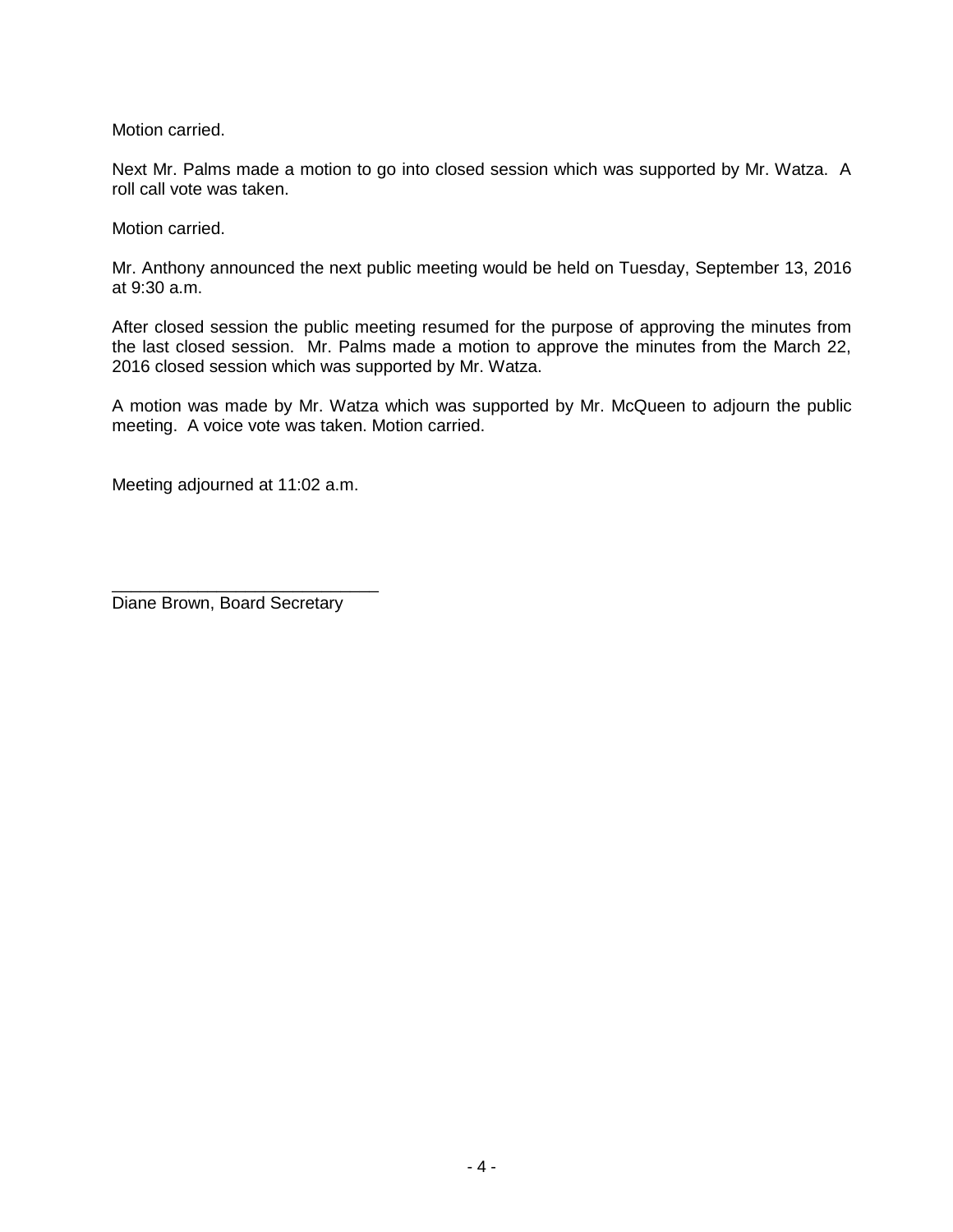Motion carried.

Next Mr. Palms made a motion to go into closed session which was supported by Mr. Watza. A roll call vote was taken.

Motion carried.

Mr. Anthony announced the next public meeting would be held on Tuesday, September 13, 2016 at 9:30 a.m.

After closed session the public meeting resumed for the purpose of approving the minutes from the last closed session. Mr. Palms made a motion to approve the minutes from the March 22, 2016 closed session which was supported by Mr. Watza.

A motion was made by Mr. Watza which was supported by Mr. McQueen to adjourn the public meeting. A voice vote was taken. Motion carried.

Meeting adjourned at 11:02 a.m.

____________________________

Diane Brown, Board Secretary